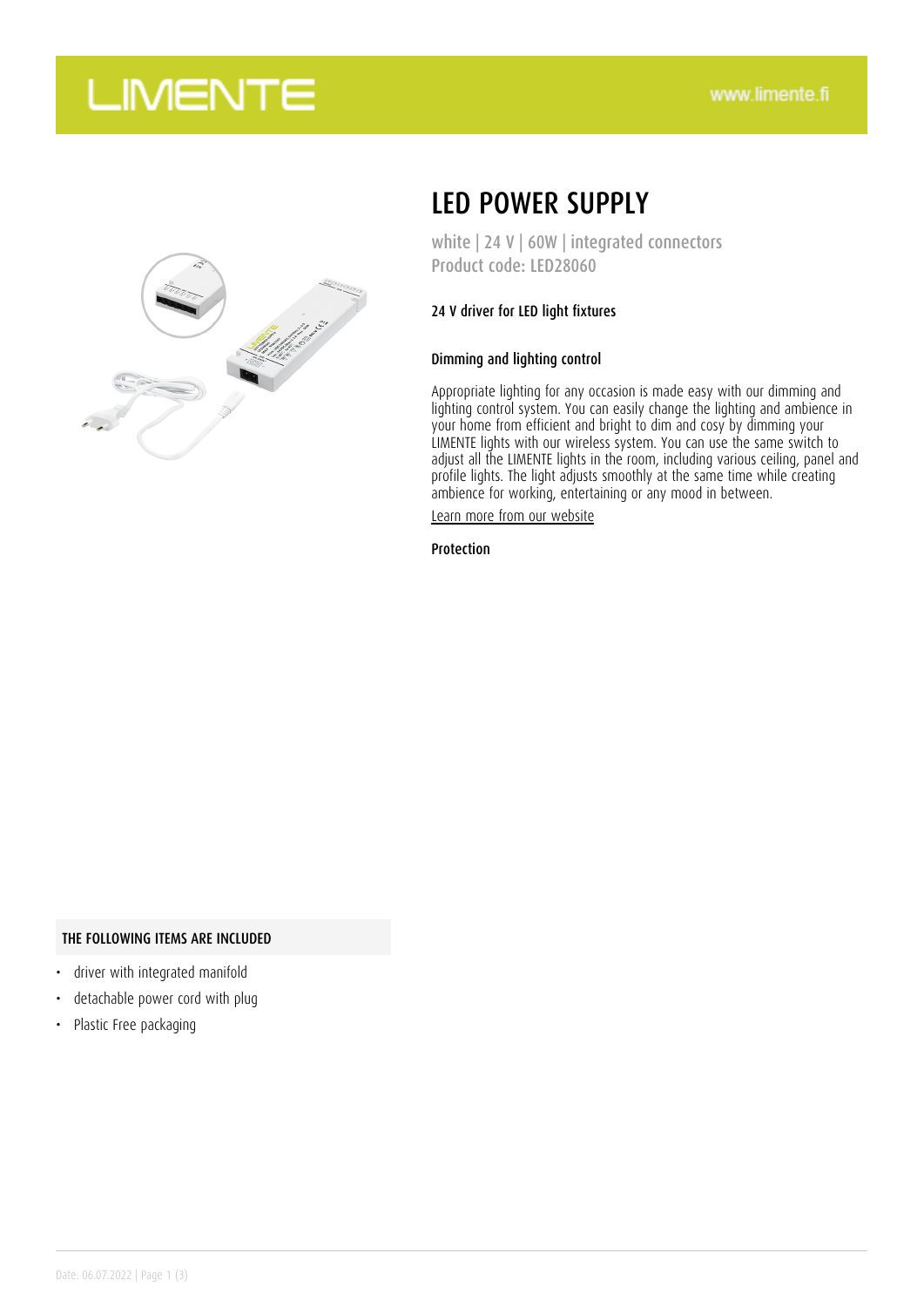# LIMENTE

www.limente.fi

# LED POWER SUPPLY

white | 24 V | 60W | integrated connectors
Product code: LED28060

### 24 V driver for LED light fixtures

### Dimming and lighting control

Appropriate lighting for any occasion is made easy with our dimming and lighting control system. You can easily change the lighting and ambience in your home from efficient and bright to dim and cosy by dimming your LIMENTE lights with our wireless system. You can use the same switch to adjust all the LIMENTE lights in the room, including various ceiling, panel and profile lights. The light adjusts smoothly at the same time while creating ambience for working, entertaining or any mood in between.

Learn more from our website

### Protection

## THE FOLLOWING ITEMS ARE INCLUDED

- driver with integrated manifold
- detachable power cord with plug
- Plastic Free packaging

Date: 06.07.2022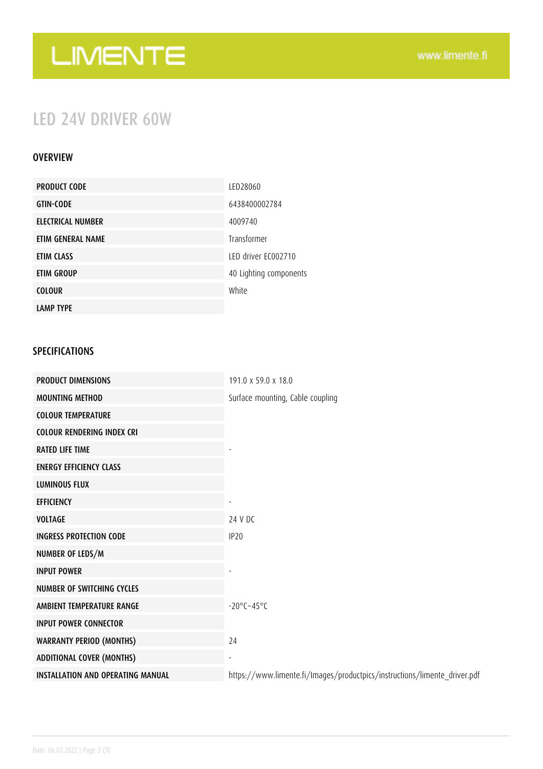# LIMENTE

www.limente.fi

## LED 24V DRIVER 60W

### OVERVIEW

| | |
|---|---|
| **PRODUCT CODE** | LED28060 |
| **GTIN-CODE** | 6438400002784 |
| **ELECTRICAL NUMBER** | 4009740 |
| **ETIM GENERAL NAME** | Transformer |
| **ETIM CLASS** | LED driver EC002710 |
| **ETIM GROUP** | 40 Lighting components |
| **COLOUR** | White |
| **LAMP TYPE** | |

### SPECIFICATIONS

| | |
|---|---|
| **PRODUCT DIMENSIONS** | 191.0 x 59.0 x 18.0 |
| **MOUNTING METHOD** | Surface mounting, Cable coupling |
| **COLOUR TEMPERATURE** | |
| **COLOUR RENDERING INDEX CRI** | |
| **RATED LIFE TIME** | - |
| **ENERGY EFFICIENCY CLASS** | |
| **LUMINOUS FLUX** | |
| **EFFICIENCY** | - |
| **VOLTAGE** | 24 V DC |
| **INGRESS PROTECTION CODE** | IP20 |
| **NUMBER OF LEDS/M** | |
| **INPUT POWER** | - |
| **NUMBER OF SWITCHING CYCLES** | |
| **AMBIENT TEMPERATURE RANGE** | -20°C~45°C |
| **INPUT POWER CONNECTOR** | |
| **WARRANTY PERIOD (MONTHS)** | 24 |
| **ADDITIONAL COVER (MONTHS)** | - |
| **INSTALLATION AND OPERATING MANUAL** | https://www.limente.fi/Images/productpics/instructions/limente_driver.pdf |

Date: 06.07.2022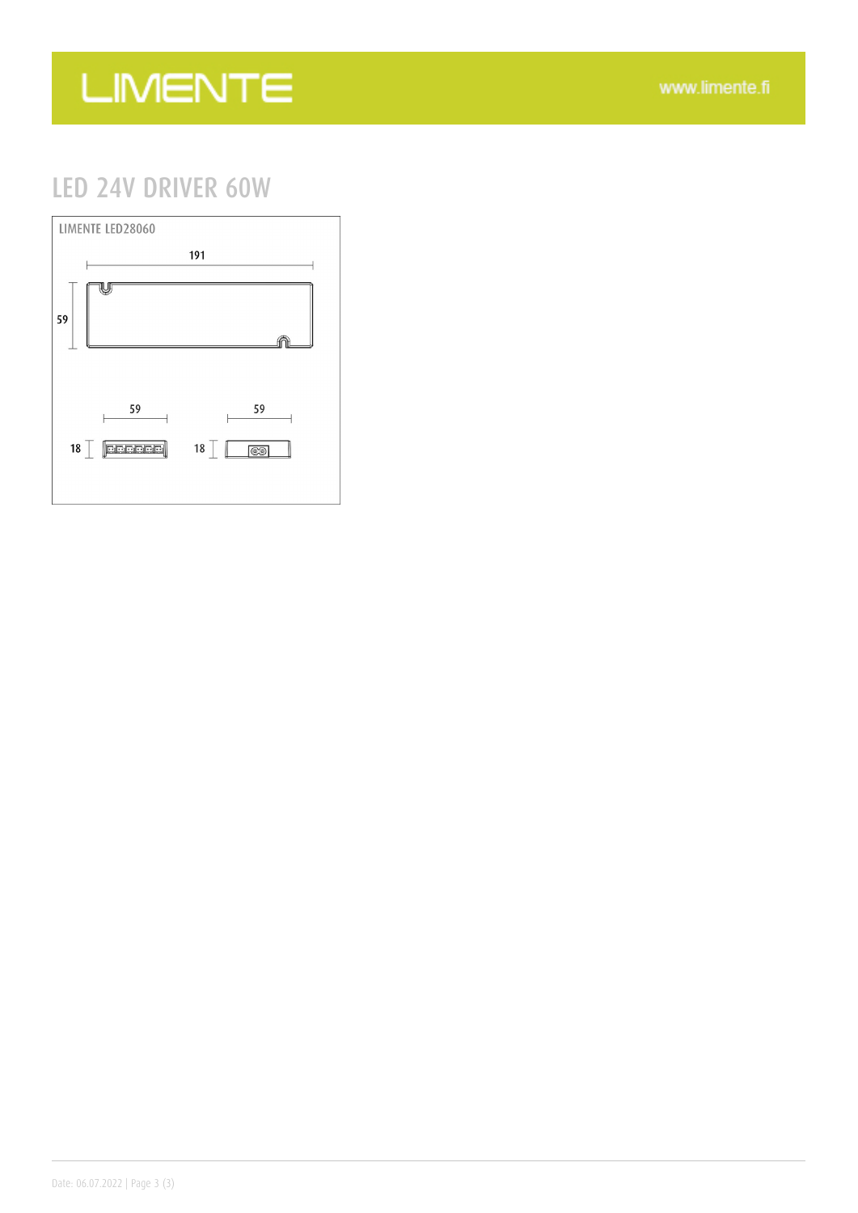# LED 24V DRIVER 60W

LIMENTE LED28060

191

59

59

59

18

18